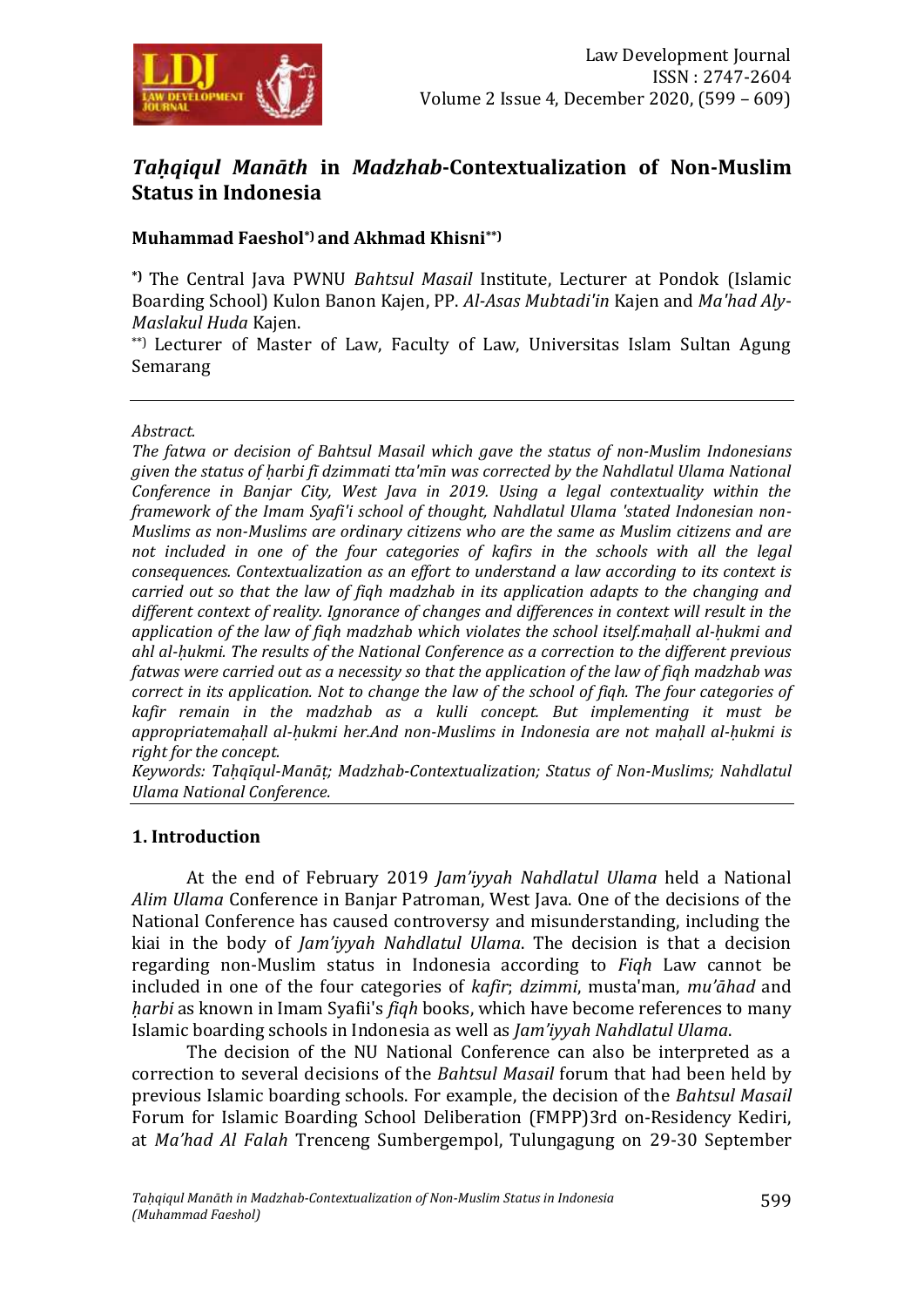# *Taḥqiqul Manāth* in *Madzhab*-Contextualization of Non-Muslim Status in Indonesia

**Muhammad Faeshol*) and Akhmad Khisni**)**

*) The Central Java PWNU *Bahtsul Masail* Institute, Lecturer at Pondok (Islamic Boarding School) Kulon Banon Kajen, PP. *Al-Asas Mubtadi'in* Kajen and *Ma'had Aly-Maslakul Huda* Kajen.

**) Lecturer of Master of Law, Faculty of Law, Universitas Islam Sultan Agung Semarang

*Abstract.*

*The fatwa or decision of Bahtsul Masail which gave the status of non-Muslim Indonesians given the status of ḥarbi fī dzimmati tta'mīn was corrected by the Nahdlatul Ulama National Conference in Banjar City, West Java in 2019. Using a legal contextuality within the framework of the Imam Syafi'i school of thought, Nahdlatul Ulama 'stated Indonesian non-Muslims as non-Muslims are ordinary citizens who are the same as Muslim citizens and are not included in one of the four categories of kafirs in the schools with all the legal consequences. Contextualization as an effort to understand a law according to its context is carried out so that the law of fiqh madzhab in its application adapts to the changing and different context of reality. Ignorance of changes and differences in context will result in the application of the law of fiqh madzhab which violates the school itself.maḥall al-ḥukmi and ahl al-ḥukmi. The results of the National Conference as a correction to the different previous fatwas were carried out as a necessity so that the application of the law of fiqh madzhab was correct in its application. Not to change the law of the school of fiqh. The four categories of kafir remain in the madzhab as a kulli concept. But implementing it must be appropriatemaḥall al-ḥukmi her.And non-Muslims in Indonesia are not maḥall al-ḥukmi is right for the concept.*

*Keywords: Taḥqīqul-Manāṭ; Madzhab-Contextualization; Status of Non-Muslims; Nahdlatul Ulama National Conference.*

## 1. Introduction

At the end of February 2019 *Jam'iyyah Nahdlatul Ulama* held a National *Alim Ulama* Conference in Banjar Patroman, West Java. One of the decisions of the National Conference has caused controversy and misunderstanding, including the kiai in the body of *Jam'iyyah Nahdlatul Ulama*. The decision is that a decision regarding non-Muslim status in Indonesia according to *Fiqh* Law cannot be included in one of the four categories of *kafir*; *dzimmi*, musta'man, *mu'āhad* and *ḥarbi* as known in Imam Syafii's *fiqh* books, which have become references to many Islamic boarding schools in Indonesia as well as *Jam'iyyah Nahdlatul Ulama*.

The decision of the NU National Conference can also be interpreted as a correction to several decisions of the *Bahtsul Masail* forum that had been held by previous Islamic boarding schools. For example, the decision of the *Bahtsul Masail* Forum for Islamic Boarding School Deliberation (FMPP)3rd on-Residency Kediri, at *Ma'had Al Falah* Trenceng Sumbergempol, Tulungagung on 29-30 September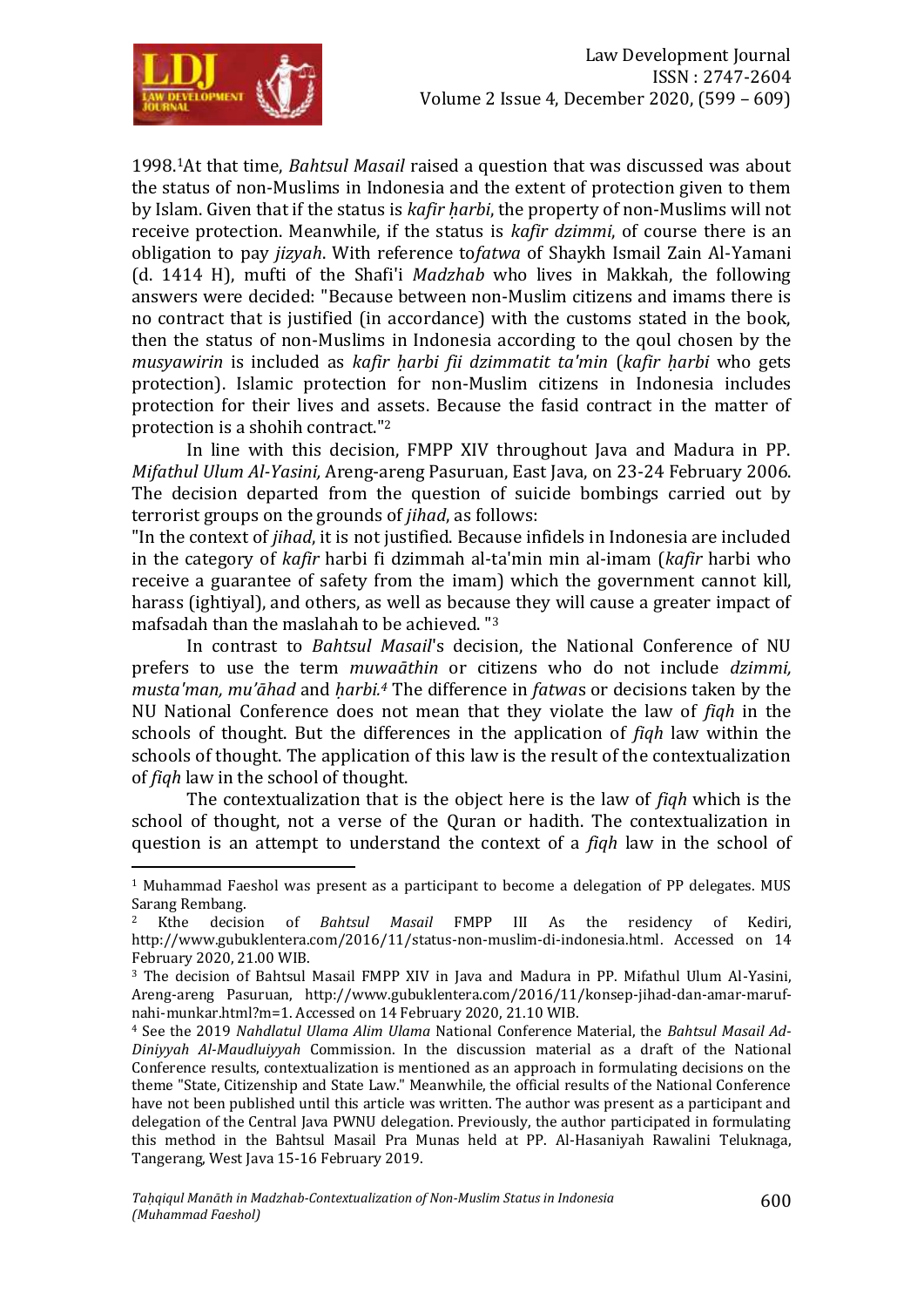1998.[1]At that time, *Bahtsul Masail* raised a question that was discussed was about the status of non-Muslims in Indonesia and the extent of protection given to them by Islam. Given that if the status is *kafir ḥarbi*, the property of non-Muslims will not receive protection. Meanwhile, if the status is *kafir dzimmi*, of course there is an obligation to pay *jizyah*. With reference to*fatwa* of Shaykh Ismail Zain Al-Yamani (d. 1414 H), mufti of the Shafi'i *Madzhab* who lives in Makkah, the following answers were decided: "Because between non-Muslim citizens and imams there is no contract that is justified (in accordance) with the customs stated in the book, then the status of non-Muslims in Indonesia according to the qoul chosen by the *musyawirin* is included as *kafir ḥarbi fii dzimmatit ta'min* (*kafir ḥarbi* who gets protection). Islamic protection for non-Muslim citizens in Indonesia includes protection for their lives and assets. Because the fasid contract in the matter of protection is a shohih contract."[2]

In line with this decision, FMPP XIV throughout Java and Madura in PP. *Mifathul Ulum Al-Yasini,* Areng-areng Pasuruan, East Java, on 23-24 February 2006. The decision departed from the question of suicide bombings carried out by terrorist groups on the grounds of *jihad*, as follows:

"In the context of *jihad*, it is not justified. Because infidels in Indonesia are included in the category of *kafir* harbi fi dzimmah al-ta'min min al-imam (*kafir* harbi who receive a guarantee of safety from the imam) which the government cannot kill, harass (ightiyal), and others, as well as because they will cause a greater impact of mafsadah than the maslahah to be achieved. "[3]

In contrast to *Bahtsul Masail*'s decision, the National Conference of NU prefers to use the term *muwaāthin* or citizens who do not include *dzimmi, musta'man, mu'āhad* and *ḥarbi.*[4] The difference in *fatwa*s or decisions taken by the NU National Conference does not mean that they violate the law of *fiqh* in the schools of thought. But the differences in the application of *fiqh* law within the schools of thought. The application of this law is the result of the contextualization of *fiqh* law in the school of thought.

The contextualization that is the object here is the law of *fiqh* which is the school of thought, not a verse of the Quran or hadith. The contextualization in question is an attempt to understand the context of a *fiqh* law in the school of

---

[1] Muhammad Faeshol was present as a participant to become a delegation of PP delegates. MUS Sarang Rembang.

[2] Kthe decision of *Bahtsul Masail* FMPP III As the residency of Kediri, http://www.gubuklentera.com/2016/11/status-non-muslim-di-indonesia.html. Accessed on 14 February 2020, 21.00 WIB.

[3] The decision of Bahtsul Masail FMPP XIV in Java and Madura in PP. Mifathul Ulum Al-Yasini, Areng-areng Pasuruan, http://www.gubuklentera.com/2016/11/konsep-jihad-dan-amar-maruf-nahi-munkar.html?m=1. Accessed on 14 February 2020, 21.10 WIB.

[4] See the 2019 *Nahdlatul Ulama Alim Ulama* National Conference Material, the *Bahtsul Masail Ad-Diniyyah Al-Maudluiyyah* Commission. In the discussion material as a draft of the National Conference results, contextualization is mentioned as an approach in formulating decisions on the theme "State, Citizenship and State Law." Meanwhile, the official results of the National Conference have not been published until this article was written. The author was present as a participant and delegation of the Central Java PWNU delegation. Previously, the author participated in formulating this method in the Bahtsul Masail Pra Munas held at PP. Al-Hasaniyah Rawalini Teluknaga, Tangerang, West Java 15-16 February 2019.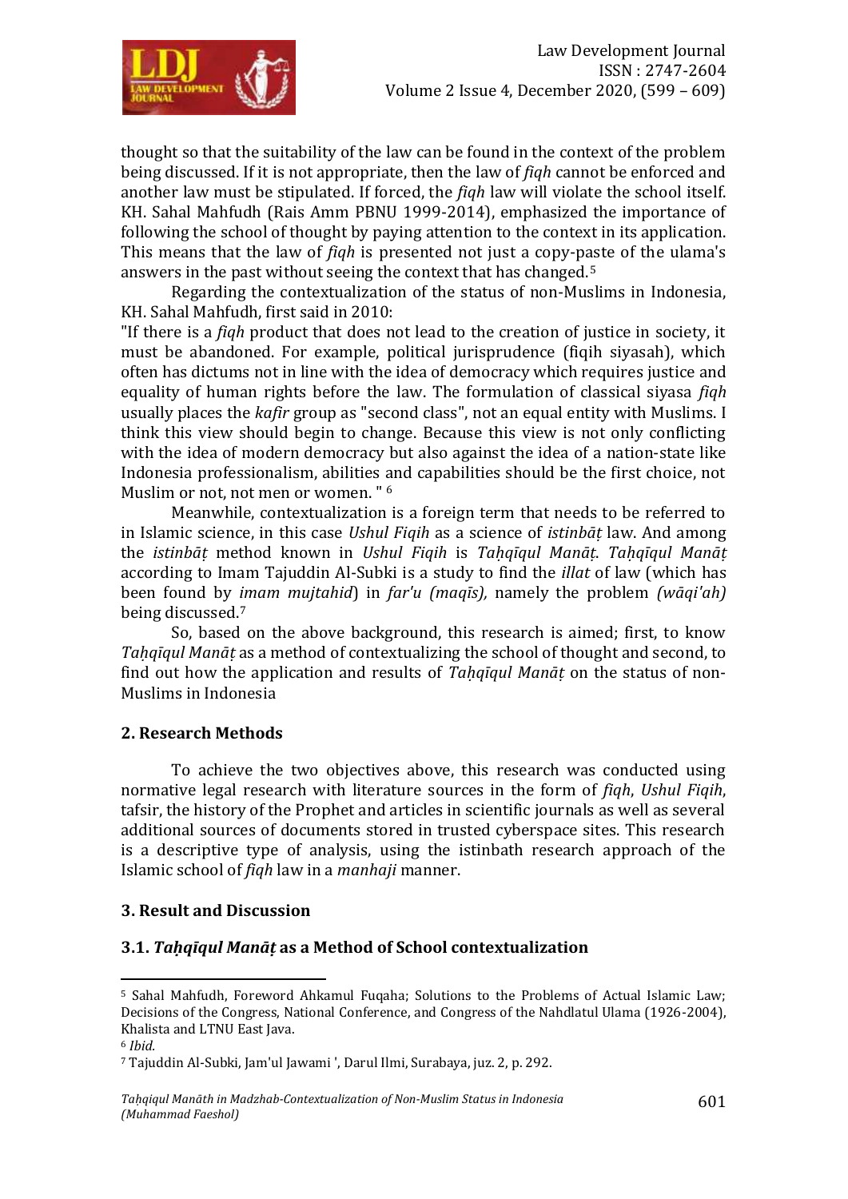thought so that the suitability of the law can be found in the context of the problem being discussed. If it is not appropriate, then the law of *fiqh* cannot be enforced and another law must be stipulated. If forced, the *fiqh* law will violate the school itself. KH. Sahal Mahfudh (Rais Amm PBNU 1999-2014), emphasized the importance of following the school of thought by paying attention to the context in its application. This means that the law of *fiqh* is presented not just a copy-paste of the ulama's answers in the past without seeing the context that has changed.[5]

Regarding the contextualization of the status of non-Muslims in Indonesia, KH. Sahal Mahfudh, first said in 2010:

"If there is a *fiqh* product that does not lead to the creation of justice in society, it must be abandoned. For example, political jurisprudence (fiqih siyasah), which often has dictums not in line with the idea of democracy which requires justice and equality of human rights before the law. The formulation of classical siyasa *fiqh* usually places the *kafir* group as "second class", not an equal entity with Muslims. I think this view should begin to change. Because this view is not only conflicting with the idea of modern democracy but also against the idea of a nation-state like Indonesia professionalism, abilities and capabilities should be the first choice, not Muslim or not, not men or women. "[6]

Meanwhile, contextualization is a foreign term that needs to be referred to in Islamic science, in this case *Ushul Fiqih* as a science of *istinbāṭ* law. And among the *istinbāṭ* method known in *Ushul Fiqih* is *Taḥqīqul Manāṭ*. *Taḥqīqul Manāṭ* according to Imam Tajuddin Al-Subki is a study to find the *illat* of law (which has been found by *imam mujtahid*) in *far'u (maqīs),* namely the problem *(wāqi'ah)* being discussed.[7]

So, based on the above background, this research is aimed; first, to know *Taḥqīqul Manāṭ* as a method of contextualizing the school of thought and second, to find out how the application and results of *Taḥqīqul Manāṭ* on the status of non-Muslims in Indonesia

## 2. Research Methods

To achieve the two objectives above, this research was conducted using normative legal research with literature sources in the form of *fiqh*, *Ushul Fiqih*, tafsir, the history of the Prophet and articles in scientific journals as well as several additional sources of documents stored in trusted cyberspace sites. This research is a descriptive type of analysis, using the istinbath research approach of the Islamic school of *fiqh* law in a *manhaji* manner.

## 3. Result and Discussion

### 3.1. *Taḥqīqul Manāṭ* as a Method of School contextualization

---

[5] Sahal Mahfudh, Foreword Ahkamul Fuqaha; Solutions to the Problems of Actual Islamic Law; Decisions of the Congress, National Conference, and Congress of the Nahdlatul Ulama (1926-2004), Khalista and LTNU East Java.

[6] *Ibid*.

[7] Tajuddin Al-Subki, Jam'ul Jawami ', Darul Ilmi, Surabaya, juz. 2, p. 292.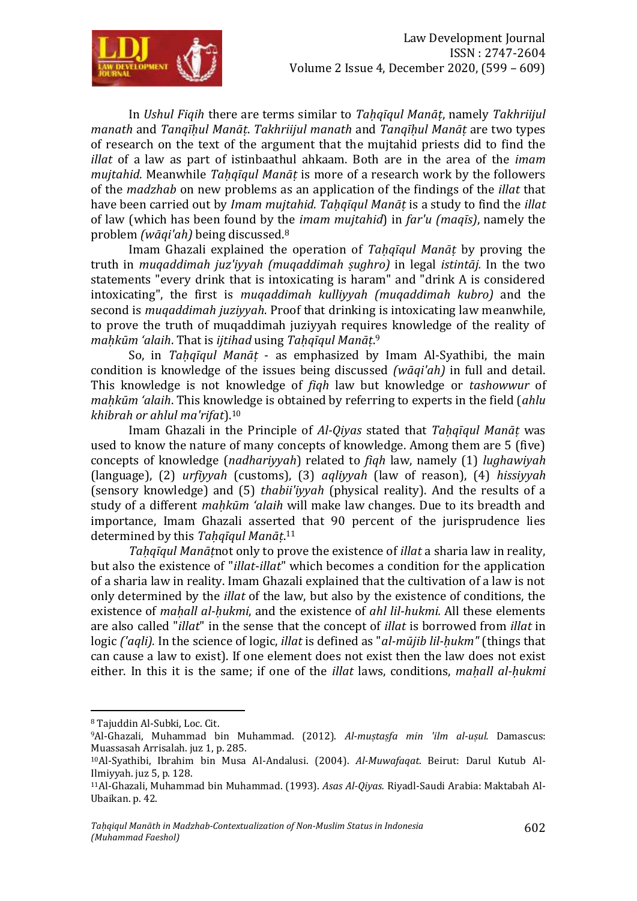In *Ushul Fiqih* there are terms similar to *Taḥqīqul Manāṭ*, namely *Takhriijul manath* and *Tanqīḥul Manāṭ*. *Takhriijul manath* and *Tanqīḥul Manāṭ* are two types of research on the text of the argument that the mujtahid priests did to find the *illat* of a law as part of istinbaathul ahkaam. Both are in the area of the *imam mujtahid*. Meanwhile *Taḥqīqul Manāṭ* is more of a research work by the followers of the *madzhab* on new problems as an application of the findings of the *illat* that have been carried out by *Imam mujtahid*. *Taḥqīqul Manāṭ* is a study to find the *illat* of law (which has been found by the *imam mujtahid*) in *far'u (maqīs)*, namely the problem *(wāqi'ah)* being discussed.[8]

Imam Ghazali explained the operation of *Taḥqīqul Manāṭ* by proving the truth in *muqaddimah juz'iyyah (muqaddimah ṣughro)* in legal *istintāj*. In the two statements "every drink that is intoxicating is haram" and "drink A is considered intoxicating", the first is *muqaddimah kulliyyah (muqaddimah kubro)* and the second is *muqaddimah juziyyah*. Proof that drinking is intoxicating law meanwhile, to prove the truth of muqaddimah juziyyah requires knowledge of the reality of *maḥkūm 'alaih*. That is *ijtihad* using *Taḥqīqul Manāṭ*.[9]

So, in *Taḥqīqul Manāṭ* - as emphasized by Imam Al-Syathibi, the main condition is knowledge of the issues being discussed *(wāqi'ah)* in full and detail. This knowledge is not knowledge of *fiqh* law but knowledge or *tashowwur* of *maḥkūm 'alaih*. This knowledge is obtained by referring to experts in the field (*ahlu khibrah or ahlul ma'rifat*).[10]

Imam Ghazali in the Principle of *Al-Qiyas* stated that *Taḥqīqul Manāṭ* was used to know the nature of many concepts of knowledge. Among them are 5 (five) concepts of knowledge (*nadhariyyah*) related to *fiqh* law, namely (1) *lughawiyah* (language), (2) *urfiyyah* (customs), (3) *aqliyyah* (law of reason), (4) *hissiyyah* (sensory knowledge) and (5) *thabii'iyyah* (physical reality). And the results of a study of a different *maḥkūm 'alaih* will make law changes. Due to its breadth and importance, Imam Ghazali asserted that 90 percent of the jurisprudence lies determined by this *Taḥqīqul Manāṭ*.[11]

*Taḥqīqul Manāṭ*not only to prove the existence of *illat* a sharia law in reality, but also the existence of "*illat-illat*" which becomes a condition for the application of a sharia law in reality. Imam Ghazali explained that the cultivation of a law is not only determined by the *illat* of the law, but also by the existence of conditions, the existence of *maḥall al-ḥukmi*, and the existence of *ahl lil-hukmi.* All these elements are also called "*illat*" in the sense that the concept of *illat* is borrowed from *illat* in logic *('aqli).* In the science of logic, *illat* is defined as "*al-mūjib lil-ḥukm"* (things that can cause a law to exist). If one element does not exist then the law does not exist either. In this it is the same; if one of the *illat* laws, conditions, *maḥall al-ḥukmi*

---

[8] Tajuddin Al-Subki, Loc. Cit.

[9] Al-Ghazali, Muhammad bin Muhammad. (2012). *Al-muṣtaṣfa min 'ilm al-uṣul.* Damascus: Muassasah Arrisalah. juz 1, p. 285.

[10] Al-Syathibi, Ibrahim bin Musa Al-Andalusi. (2004). *Al-Muwafaqat*. Beirut: Darul Kutub Al-Ilmiyyah. juz 5, p. 128.

[11] Al-Ghazali, Muhammad bin Muhammad. (1993). *Asas Al-Qiyas.* Riyadl-Saudi Arabia: Maktabah Al-Ubaikan. p. 42.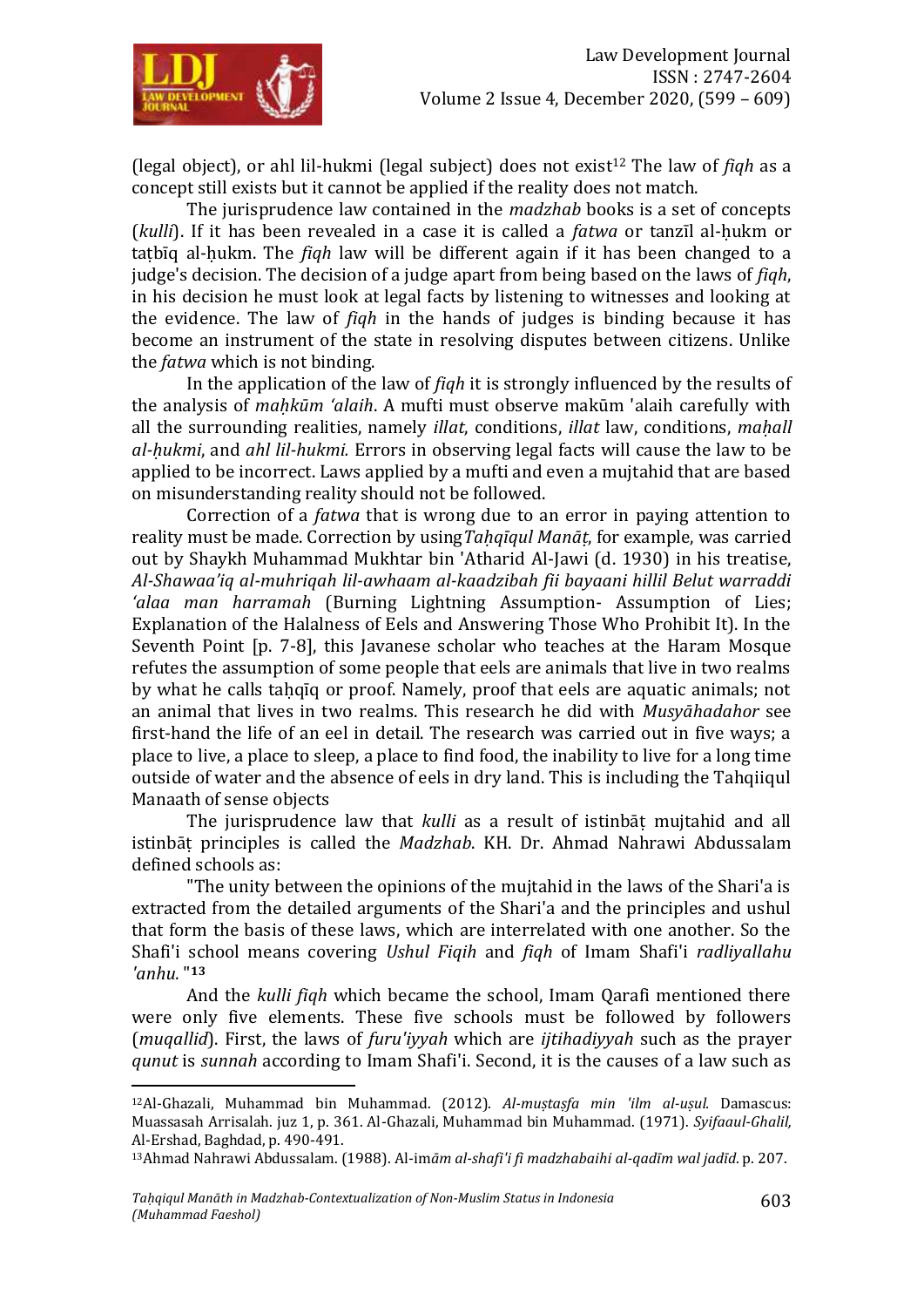(legal object), or ahl lil-hukmi (legal subject) does not exist[12] The law of *fiqh* as a concept still exists but it cannot be applied if the reality does not match.

The jurisprudence law contained in the *madzhab* books is a set of concepts (*kulli*). If it has been revealed in a case it is called a *fatwa* or tanzīl al-ḥukm or taṭbīq al-ḥukm. The *fiqh* law will be different again if it has been changed to a judge's decision. The decision of a judge apart from being based on the laws of *fiqh*, in his decision he must look at legal facts by listening to witnesses and looking at the evidence. The law of *fiqh* in the hands of judges is binding because it has become an instrument of the state in resolving disputes between citizens. Unlike the *fatwa* which is not binding.

In the application of the law of *fiqh* it is strongly influenced by the results of the analysis of *maḥkūm 'alaih*. A mufti must observe makūm 'alaih carefully with all the surrounding realities, namely *illat*, conditions, *illat* law, conditions, *maḥall al-ḥukmi*, and *ahl lil-hukmi.* Errors in observing legal facts will cause the law to be applied to be incorrect. Laws applied by a mufti and even a mujtahid that are based on misunderstanding reality should not be followed.

Correction of a *fatwa* that is wrong due to an error in paying attention to reality must be made. Correction by using*Taḥqīqul Manāṭ*, for example, was carried out by Shaykh Muhammad Mukhtar bin 'Atharid Al-Jawi (d. 1930) in his treatise, *Al-Shawaa'iq al-muhriqah lil-awhaam al-kaadzibah fii bayaani hillil Belut warraddi 'alaa man harramah* (Burning Lightning Assumption- Assumption of Lies; Explanation of the Halalness of Eels and Answering Those Who Prohibit It). In the Seventh Point [p. 7-8], this Javanese scholar who teaches at the Haram Mosque refutes the assumption of some people that eels are animals that live in two realms by what he calls taḥqīq or proof. Namely, proof that eels are aquatic animals; not an animal that lives in two realms. This research he did with *Musyāhadahor* see first-hand the life of an eel in detail. The research was carried out in five ways; a place to live, a place to sleep, a place to find food, the inability to live for a long time outside of water and the absence of eels in dry land. This is including the Tahqiiqul Manaath of sense objects

The jurisprudence law that *kulli* as a result of istinbāṭ mujtahid and all istinbāṭ principles is called the *Madzhab*. KH. Dr. Ahmad Nahrawi Abdussalam defined schools as:

"The unity between the opinions of the mujtahid in the laws of the Shari'a is extracted from the detailed arguments of the Shari'a and the principles and ushul that form the basis of these laws, which are interrelated with one another. So the Shafi'i school means covering *Ushul Fiqih* and *fiqh* of Imam Shafi'i *radliyallahu 'anhu.*"[13]

And the *kulli fiqh* which became the school, Imam Qarafi mentioned there were only five elements. These five schools must be followed by followers (*muqallid*). First, the laws of *furu'iyyah* which are *ijtihadiyyah* such as the prayer *qunut* is *sunnah* according to Imam Shafi'i. Second, it is the causes of a law such as

---

[12] Al-Ghazali, Muhammad bin Muhammad. (2012). *Al-muṣtaṣfa min 'ilm al-uṣul.* Damascus: Muassasah Arrisalah. juz 1, p. 361. Al-Ghazali, Muhammad bin Muhammad. (1971). *Syifaaul-Ghalil,* Al-Ershad, Baghdad, p. 490-491.

[13] Ahmad Nahrawi Abdussalam. (1988). Al-im*ām al-shafi'i fi madzhabaihi al-qadīm wal jadīd.* p. 207.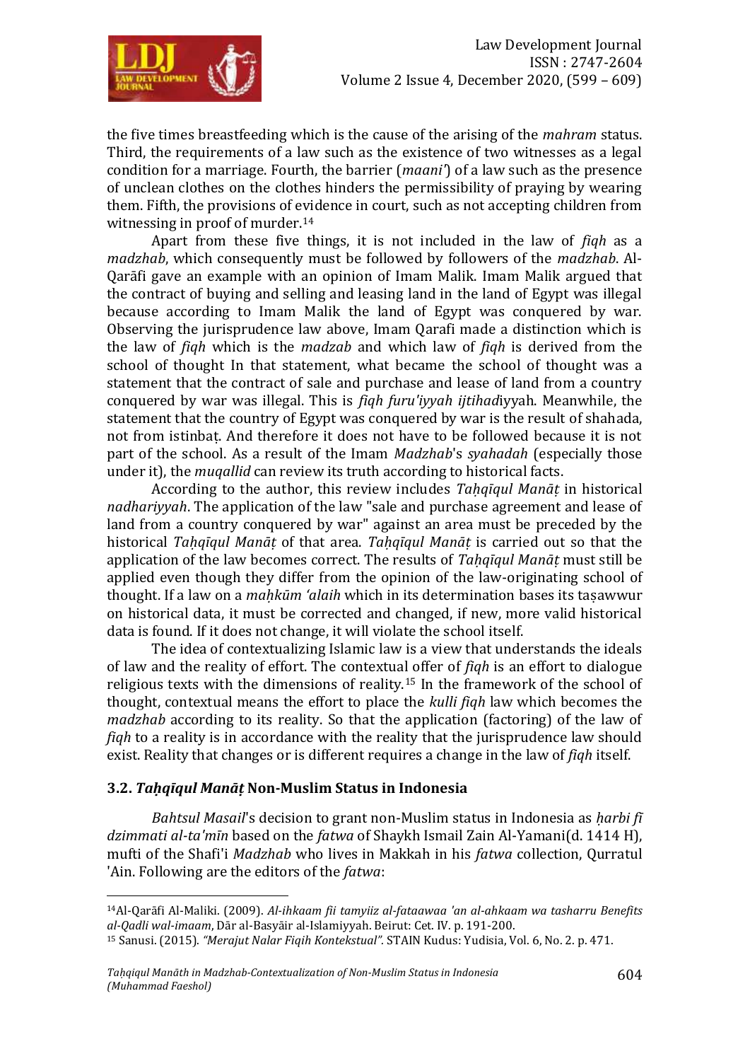the five times breastfeeding which is the cause of the arising of the *mahram* status. Third, the requirements of a law such as the existence of two witnesses as a legal condition for a marriage. Fourth, the barrier (*maani'*) of a law such as the presence of unclean clothes on the clothes hinders the permissibility of praying by wearing them. Fifth, the provisions of evidence in court, such as not accepting children from witnessing in proof of murder.[14]

Apart from these five things, it is not included in the law of *fiqh* as a *madzhab*, which consequently must be followed by followers of the *madzhab*. Al-Qarāfi gave an example with an opinion of Imam Malik. Imam Malik argued that the contract of buying and selling and leasing land in the land of Egypt was illegal because according to Imam Malik the land of Egypt was conquered by war. Observing the jurisprudence law above, Imam Qarafi made a distinction which is the law of *fiqh* which is the *madzab* and which law of *fiqh* is derived from the school of thought In that statement, what became the school of thought was a statement that the contract of sale and purchase and lease of land from a country conquered by war was illegal. This is *fiqh furu'iyyah ijtihad*iyyah. Meanwhile, the statement that the country of Egypt was conquered by war is the result of shahada, not from istinbaṭ. And therefore it does not have to be followed because it is not part of the school. As a result of the Imam *Madzhab*'s *syahadah* (especially those under it), the *muqallid* can review its truth according to historical facts.

According to the author, this review includes *Taḥqīqul Manāṭ* in historical *nadhariyyah*. The application of the law "sale and purchase agreement and lease of land from a country conquered by war" against an area must be preceded by the historical *Taḥqīqul Manāṭ* of that area. *Taḥqīqul Manāṭ* is carried out so that the application of the law becomes correct. The results of *Taḥqīqul Manāṭ* must still be applied even though they differ from the opinion of the law-originating school of thought. If a law on a *maḥkūm 'alaih* which in its determination bases its taṣawwur on historical data, it must be corrected and changed, if new, more valid historical data is found. If it does not change, it will violate the school itself.

The idea of contextualizing Islamic law is a view that understands the ideals of law and the reality of effort. The contextual offer of *fiqh* is an effort to dialogue religious texts with the dimensions of reality.[15] In the framework of the school of thought, contextual means the effort to place the *kulli fiqh* law which becomes the *madzhab* according to its reality. So that the application (factoring) of the law of *fiqh* to a reality is in accordance with the reality that the jurisprudence law should exist. Reality that changes or is different requires a change in the law of *fiqh* itself.

### 3.2. *Taḥqīqul Manāṭ* Non-Muslim Status in Indonesia

*Bahtsul Masail*'s decision to grant non-Muslim status in Indonesia as *ḥarbi fī dzimmati al-ta'mīn* based on the *fatwa* of Shaykh Ismail Zain Al-Yamani(d. 1414 H), mufti of the Shafi'i *Madzhab* who lives in Makkah in his *fatwa* collection, Qurratul 'Ain. Following are the editors of the *fatwa*:

---

[14] Al-Qarāfi Al-Maliki. (2009). *Al-ihkaam fii tamyiiz al-fataawaa 'an al-ahkaam wa tasharru Benefits al-Qadli wal-imaam*, Dār al-Basyāir al-Islamiyyah. Beirut: Cet. IV. p. 191-200.

[15] Sanusi. (2015). *"Merajut Nalar Fiqih Kontekstual".* STAIN Kudus: Yudisia, Vol. 6, No. 2. p. 471.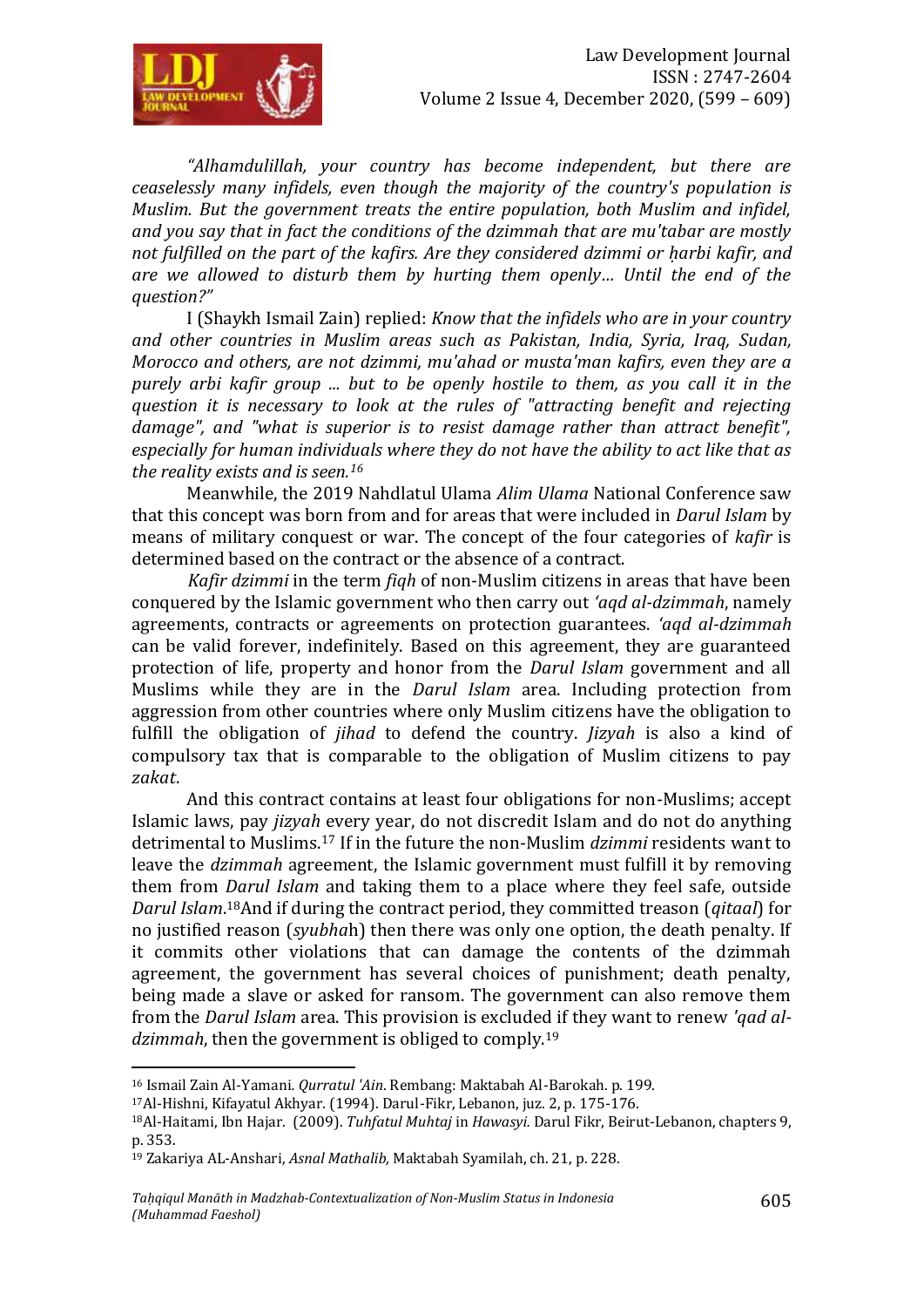*"Alhamdulillah, your country has become independent, but there are ceaselessly many infidels, even though the majority of the country's population is Muslim. But the government treats the entire population, both Muslim and infidel, and you say that in fact the conditions of the dzimmah that are mu'tabar are mostly not fulfilled on the part of the kafirs. Are they considered dzimmi or ḥarbi kafir, and are we allowed to disturb them by hurting them openly... Until the end of the question?"*

I (Shaykh Ismail Zain) replied: *Know that the infidels who are in your country and other countries in Muslim areas such as Pakistan, India, Syria, Iraq, Sudan, Morocco and others, are not dzimmi, mu'ahad or musta'man kafirs, even they are a purely arbi kafir group ... but to be openly hostile to them, as you call it in the question it is necessary to look at the rules of "attracting benefit and rejecting damage", and "what is superior is to resist damage rather than attract benefit", especially for human individuals where they do not have the ability to act like that as the reality exists and is seen.*[16]

Meanwhile, the 2019 Nahdlatul Ulama *Alim Ulama* National Conference saw that this concept was born from and for areas that were included in *Darul Islam* by means of military conquest or war. The concept of the four categories of *kafir* is determined based on the contract or the absence of a contract.

*Kafir dzimmi* in the term *fiqh* of non-Muslim citizens in areas that have been conquered by the Islamic government who then carry out *'aqd al-dzimmah*, namely agreements, contracts or agreements on protection guarantees. *'aqd al-dzimmah* can be valid forever, indefinitely. Based on this agreement, they are guaranteed protection of life, property and honor from the *Darul Islam* government and all Muslims while they are in the *Darul Islam* area. Including protection from aggression from other countries where only Muslim citizens have the obligation to fulfill the obligation of *jihad* to defend the country. *Jizyah* is also a kind of compulsory tax that is comparable to the obligation of Muslim citizens to pay *zakat*.

And this contract contains at least four obligations for non-Muslims; accept Islamic laws, pay *jizyah* every year, do not discredit Islam and do not do anything detrimental to Muslims.[17] If in the future the non-Muslim *dzimmi* residents want to leave the *dzimmah* agreement, the Islamic government must fulfill it by removing them from *Darul Islam* and taking them to a place where they feel safe, outside *Darul Islam*.[18]And if during the contract period, they committed treason (*qitaal*) for no justified reason (*syubha*h) then there was only one option, the death penalty. If it commits other violations that can damage the contents of the dzimmah agreement, the government has several choices of punishment; death penalty, being made a slave or asked for ransom. The government can also remove them from the *Darul Islam* area. This provision is excluded if they want to renew *'qad al-dzimmah*, then the government is obliged to comply.[19]

---

[16] Ismail Zain Al-Yamani. *Qurratul 'Ain*. Rembang: Maktabah Al-Barokah. p. 199.

[17] Al-Hishni, Kifayatul Akhyar. (1994). Darul-Fikr, Lebanon, juz. 2, p. 175-176.

[18] Al-Haitami, Ibn Hajar. (2009). *Tuhfatul Muhtaj* in *Hawasyi.* Darul Fikr, Beirut-Lebanon, chapters 9, p. 353.

[19] Zakariya AL-Anshari, *Asnal Mathalib,* Maktabah Syamilah, ch. 21, p. 228.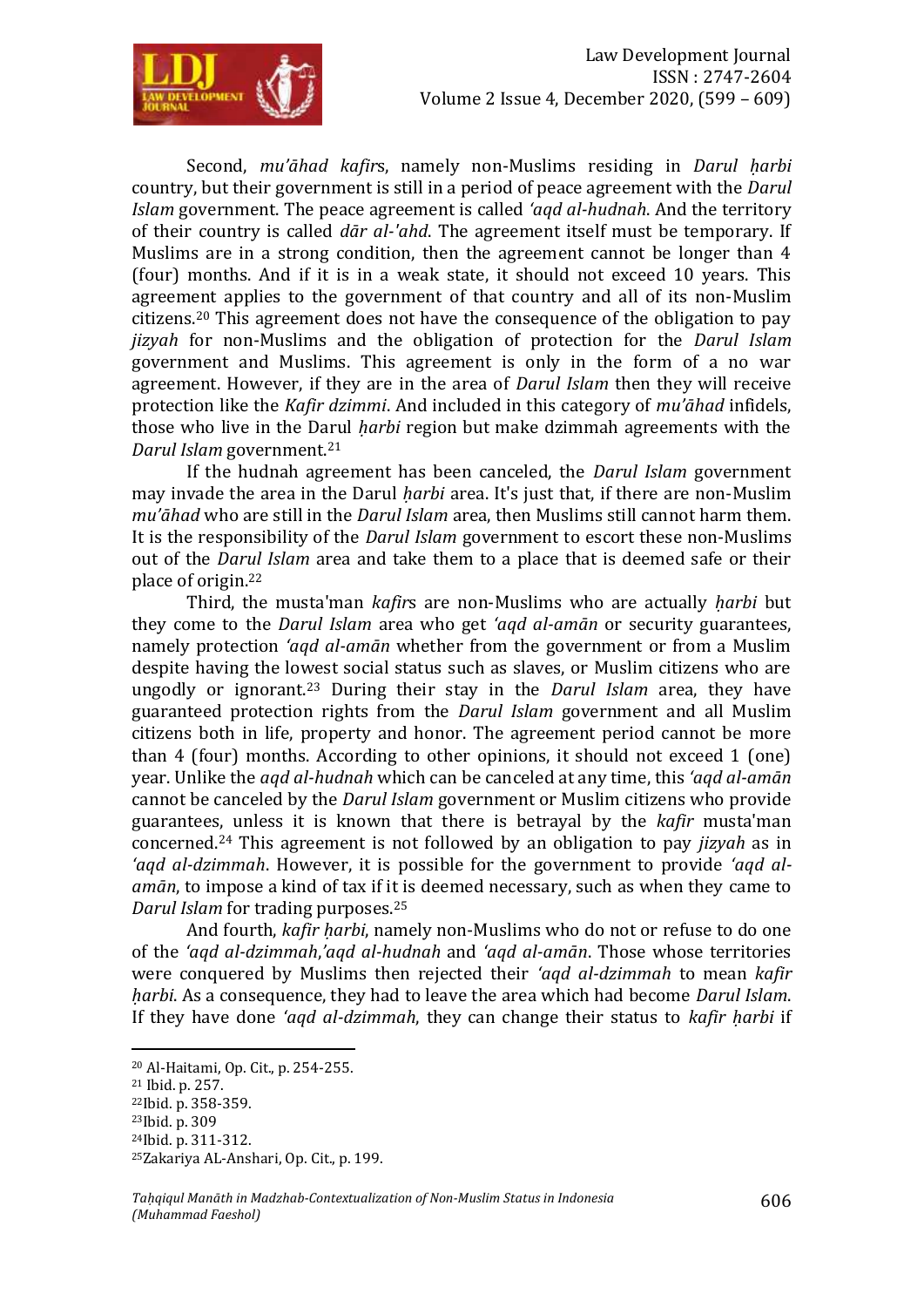Second, *mu'āhad kafir*s, namely non-Muslims residing in *Darul ḥarbi* country, but their government is still in a period of peace agreement with the *Darul Islam* government. The peace agreement is called *'aqd al-hudnah*. And the territory of their country is called *dār al-'ahd*. The agreement itself must be temporary. If Muslims are in a strong condition, then the agreement cannot be longer than 4 (four) months. And if it is in a weak state, it should not exceed 10 years. This agreement applies to the government of that country and all of its non-Muslim citizens.[20] This agreement does not have the consequence of the obligation to pay *jizyah* for non-Muslims and the obligation of protection for the *Darul Islam* government and Muslims. This agreement is only in the form of a no war agreement. However, if they are in the area of *Darul Islam* then they will receive protection like the *Kafir dzimmi*. And included in this category of *mu'āhad* infidels, those who live in the Darul *ḥarbi* region but make dzimmah agreements with the *Darul Islam* government.[21]

If the hudnah agreement has been canceled, the *Darul Islam* government may invade the area in the Darul *ḥarbi* area. It's just that, if there are non-Muslim *mu'āhad* who are still in the *Darul Islam* area, then Muslims still cannot harm them. It is the responsibility of the *Darul Islam* government to escort these non-Muslims out of the *Darul Islam* area and take them to a place that is deemed safe or their place of origin.[22]

Third, the musta'man *kafir*s are non-Muslims who are actually *ḥarbi* but they come to the *Darul Islam* area who get *'aqd al-amān* or security guarantees, namely protection *'aqd al-amān* whether from the government or from a Muslim despite having the lowest social status such as slaves, or Muslim citizens who are ungodly or ignorant.[23] During their stay in the *Darul Islam* area, they have guaranteed protection rights from the *Darul Islam* government and all Muslim citizens both in life, property and honor. The agreement period cannot be more than 4 (four) months. According to other opinions, it should not exceed 1 (one) year. Unlike the *aqd al-hudnah* which can be canceled at any time, this *'aqd al-amān* cannot be canceled by the *Darul Islam* government or Muslim citizens who provide guarantees, unless it is known that there is betrayal by the *kafir* musta'man concerned.[24] This agreement is not followed by an obligation to pay *jizyah* as in *'aqd al-dzimmah*. However, it is possible for the government to provide *'aqd al-amān*, to impose a kind of tax if it is deemed necessary, such as when they came to *Darul Islam* for trading purposes.[25]

And fourth, *kafir ḥarbi*, namely non-Muslims who do not or refuse to do one of the *'aqd al-dzimmah*,*'aqd al-hudnah* and *'aqd al-amān*. Those whose territories were conquered by Muslims then rejected their *'aqd al-dzimmah* to mean *kafir ḥarbi*. As a consequence, they had to leave the area which had become *Darul Islam*. If they have done *'aqd al-dzimmah*, they can change their status to *kafir ḥarbi* if

---

[20] Al-Haitami, Op. Cit., p. 254-255.

[21] Ibid. p. 257.

[22] Ibid. p. 358-359.

[23] Ibid. p. 309

[24] Ibid. p. 311-312.

[25] Zakariya AL-Anshari, Op. Cit., p. 199.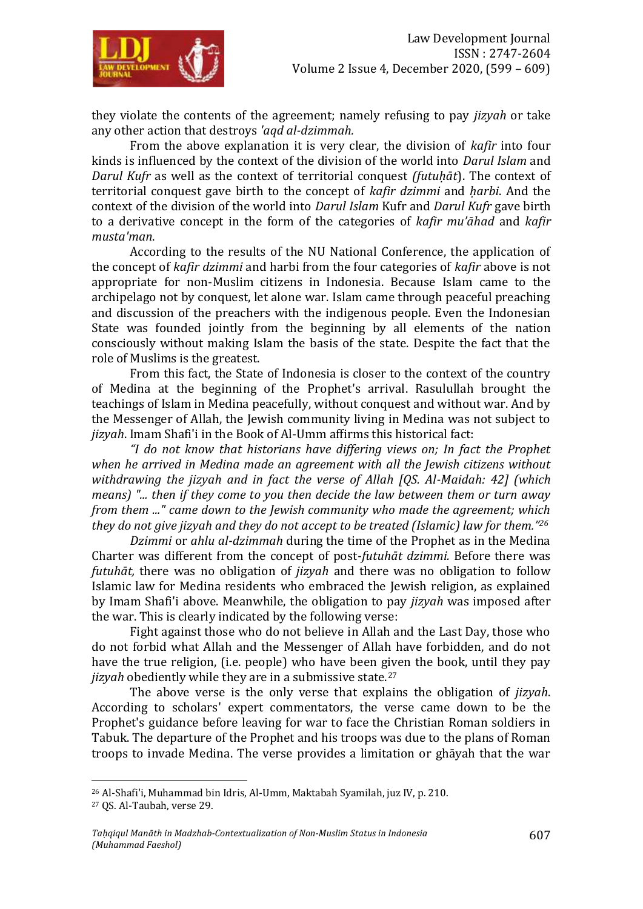they violate the contents of the agreement; namely refusing to pay *jizyah* or take any other action that destroys *'aqd al-dzimmah.*

From the above explanation it is very clear, the division of *kafir* into four kinds is influenced by the context of the division of the world into *Darul Islam* and *Darul Kufr* as well as the context of territorial conquest *(futuḥāt*). The context of territorial conquest gave birth to the concept of *kafir dzimmi* and *ḥarbi*. And the context of the division of the world into *Darul Islam* Kufr and *Darul Kufr* gave birth to a derivative concept in the form of the categories of *kafir mu'āhad* and *kafir musta'man*.

According to the results of the NU National Conference, the application of the concept of *kafir dzimmi* and harbi from the four categories of *kafir* above is not appropriate for non-Muslim citizens in Indonesia. Because Islam came to the archipelago not by conquest, let alone war. Islam came through peaceful preaching and discussion of the preachers with the indigenous people. Even the Indonesian State was founded jointly from the beginning by all elements of the nation consciously without making Islam the basis of the state. Despite the fact that the role of Muslims is the greatest.

From this fact, the State of Indonesia is closer to the context of the country of Medina at the beginning of the Prophet's arrival. Rasulullah brought the teachings of Islam in Medina peacefully, without conquest and without war. And by the Messenger of Allah, the Jewish community living in Medina was not subject to *jizyah*. Imam Shafi'i in the Book of Al-Umm affirms this historical fact:

*"I do not know that historians have differing views on; In fact the Prophet when he arrived in Medina made an agreement with all the Jewish citizens without withdrawing the jizyah and in fact the verse of Allah [QS. Al-Maidah: 42] (which means) "... then if they come to you then decide the law between them or turn away from them ..." came down to the Jewish community who made the agreement; which they do not give jizyah and they do not accept to be treated (Islamic) law for them."*[26]

*Dzimmi* or *ahlu al-dzimmah* during the time of the Prophet as in the Medina Charter was different from the concept of post-*futuhāt dzimmi.* Before there was *futuhāt,* there was no obligation of *jizyah* and there was no obligation to follow Islamic law for Medina residents who embraced the Jewish religion, as explained by Imam Shafi'i above. Meanwhile, the obligation to pay *jizyah* was imposed after the war. This is clearly indicated by the following verse:

Fight against those who do not believe in Allah and the Last Day, those who do not forbid what Allah and the Messenger of Allah have forbidden, and do not have the true religion, (i.e. people) who have been given the book, until they pay *jizyah* obediently while they are in a submissive state.[27]

The above verse is the only verse that explains the obligation of *jizyah*. According to scholars' expert commentators, the verse came down to be the Prophet's guidance before leaving for war to face the Christian Roman soldiers in Tabuk. The departure of the Prophet and his troops was due to the plans of Roman troops to invade Medina. The verse provides a limitation or ghāyah that the war

---

[26] Al-Shafi'i, Muhammad bin Idris, Al-Umm, Maktabah Syamilah, juz IV, p. 210.

[27] QS. Al-Taubah, verse 29.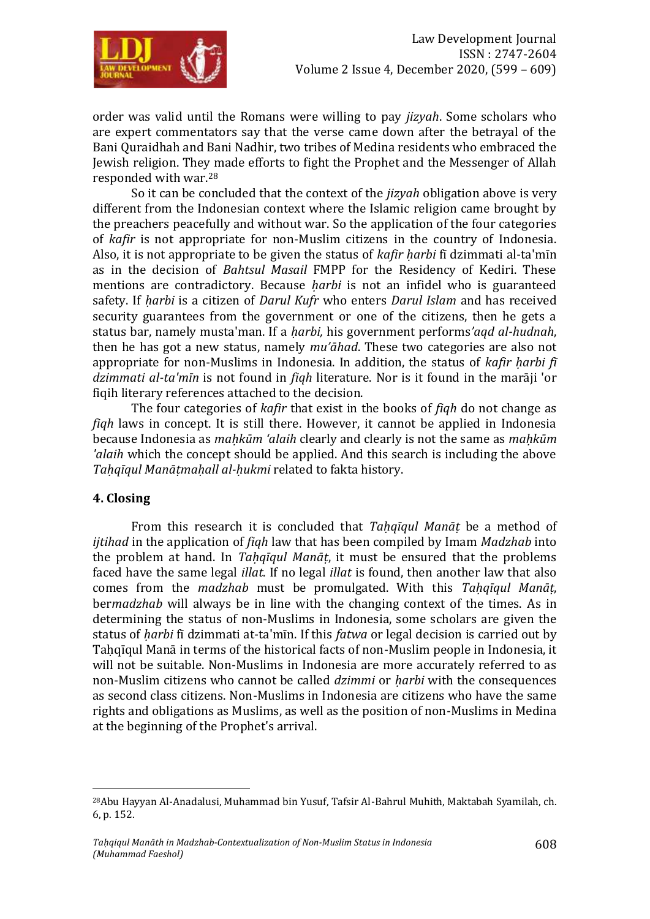order was valid until the Romans were willing to pay *jizyah*. Some scholars who are expert commentators say that the verse came down after the betrayal of the Bani Quraidhah and Bani Nadhir, two tribes of Medina residents who embraced the Jewish religion. They made efforts to fight the Prophet and the Messenger of Allah responded with war.[28]

So it can be concluded that the context of the *jizyah* obligation above is very different from the Indonesian context where the Islamic religion came brought by the preachers peacefully and without war. So the application of the four categories of *kafir* is not appropriate for non-Muslim citizens in the country of Indonesia. Also, it is not appropriate to be given the status of *kafir ḥarbi* fī dzimmati al-ta'mīn as in the decision of *Bahtsul Masail* FMPP for the Residency of Kediri. These mentions are contradictory. Because *ḥarbi* is not an infidel who is guaranteed safety. If *ḥarbi* is a citizen of *Darul Kufr* who enters *Darul Islam* and has received security guarantees from the government or one of the citizens, then he gets a status bar, namely musta'man. If a *ḥarbi,* his government performs*'aqd al-hudnah*, then he has got a new status, namely *mu'āhad*. These two categories are also not appropriate for non-Muslims in Indonesia. In addition, the status of *kafir ḥarbi fī dzimmati al-ta'mīn* is not found in *fiqh* literature. Nor is it found in the marāji 'or fiqih literary references attached to the decision.

The four categories of *kafir* that exist in the books of *fiqh* do not change as *fiqh* laws in concept. It is still there. However, it cannot be applied in Indonesia because Indonesia as *maḥkūm 'alaih* clearly and clearly is not the same as *maḥkūm 'alaih* which the concept should be applied. And this search is including the above *Taḥqīqul Manāṭmaḥall al-ḥukmi* related to fakta history.

## 4. Closing

From this research it is concluded that *Taḥqīqul Manāṭ* be a method of *ijtihad* in the application of *fiqh* law that has been compiled by Imam *Madzhab* into the problem at hand. In *Taḥqīqul Manāṭ*, it must be ensured that the problems faced have the same legal *illat*. If no legal *illat* is found, then another law that also comes from the *madzhab* must be promulgated. With this *Taḥqīqul Manāṭ*, ber*madzhab* will always be in line with the changing context of the times. As in determining the status of non-Muslims in Indonesia, some scholars are given the status of *ḥarbi* fī dzimmati at-ta'mīn. If this *fatwa* or legal decision is carried out by Taḥqīqul Manā in terms of the historical facts of non-Muslim people in Indonesia, it will not be suitable. Non-Muslims in Indonesia are more accurately referred to as non-Muslim citizens who cannot be called *dzimmi* or *ḥarbi* with the consequences as second class citizens. Non-Muslims in Indonesia are citizens who have the same rights and obligations as Muslims, as well as the position of non-Muslims in Medina at the beginning of the Prophet's arrival.

---

[28] Abu Hayyan Al-Anadalusi, Muhammad bin Yusuf, Tafsir Al-Bahrul Muhith, Maktabah Syamilah, ch. 6, p. 152.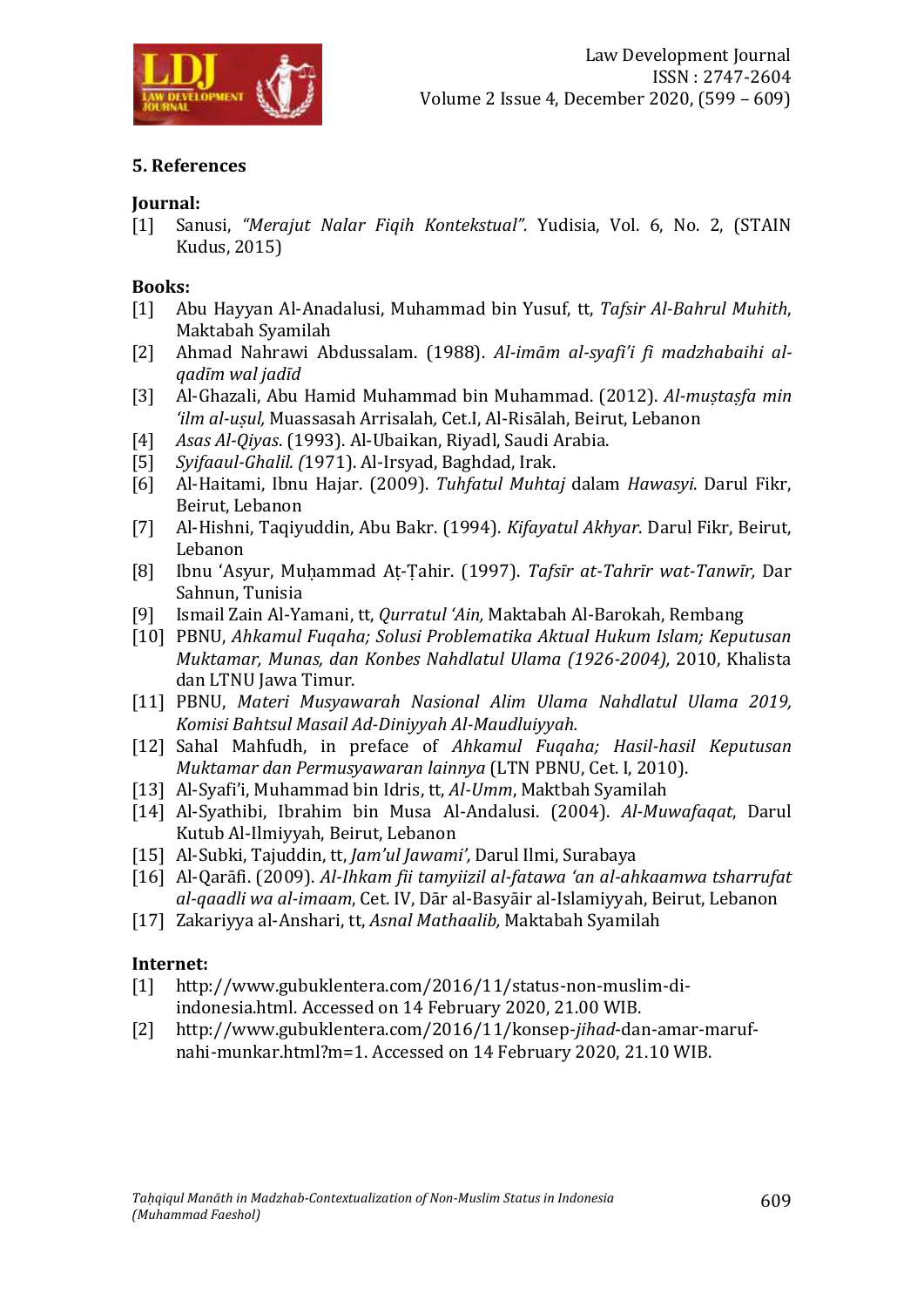## 5. References

### Journal:

[1] Sanusi, *"Merajut Nalar Fiqih Kontekstual".* Yudisia, Vol. 6, No. 2, (STAIN Kudus, 2015)

### Books:

[1] Abu Hayyan Al-Anadalusi, Muhammad bin Yusuf, tt, *Tafsir Al-Bahrul Muhith*, Maktabah Syamilah

[2] Ahmad Nahrawi Abdussalam. (1988). *Al-imām al-syafi'i fi madzhabaihi al-qadīm wal jadīd*

[3] Al-Ghazali, Abu Hamid Muhammad bin Muhammad. (2012). *Al-muṣtaṣfa min 'ilm al-uṣul,* Muassasah Arrisalah*,* Cet.I, Al-Risālah, Beirut, Lebanon

[4] *Asas Al-Qiyas*. (1993). Al-Ubaikan, Riyadl, Saudi Arabia.

[5] *Syifaaul-Ghalil. (*1971). Al-Irsyad, Baghdad, Irak.

[6] Al-Haitami, Ibnu Hajar. (2009). *Tuhfatul Muhtaj* dalam *Hawasyi*. Darul Fikr, Beirut, Lebanon

[7] Al-Hishni, Taqiyuddin, Abu Bakr. (1994). *Kifayatul Akhyar*. Darul Fikr, Beirut, Lebanon

[8] Ibnu 'Asyur, Muḥammad Aṭ-Ṭahir. (1997). *Tafsīr at-Tahrīr wat-Tanwīr,* Dar Sahnun, Tunisia

[9] Ismail Zain Al-Yamani, tt, *Qurratul 'Ain,* Maktabah Al-Barokah, Rembang

[10] PBNU, *Ahkamul Fuqaha; Solusi Problematika Aktual Hukum Islam; Keputusan Muktamar, Munas, dan Konbes Nahdlatul Ulama (1926-2004),* 2010, Khalista dan LTNU Jawa Timur.

[11] PBNU, *Materi Musyawarah Nasional Alim Ulama Nahdlatul Ulama 2019, Komisi Bahtsul Masail Ad-Diniyyah Al-Maudluiyyah.*

[12] Sahal Mahfudh, in preface of *Ahkamul Fuqaha; Hasil-hasil Keputusan Muktamar dan Permusyawaran lainnya* (LTN PBNU, Cet. I, 2010).

[13] Al-Syafi'i, Muhammad bin Idris, tt, *Al-Umm*, Maktbah Syamilah

[14] Al-Syathibi, Ibrahim bin Musa Al-Andalusi. (2004). *Al-Muwafaqat*, Darul Kutub Al-Ilmiyyah, Beirut, Lebanon

[15] Al-Subki, Tajuddin, tt, *Jam'ul Jawami',* Darul Ilmi, Surabaya

[16] Al-Qarāfi. (2009). *Al-Ihkam fii tamyiizil al-fatawa 'an al-ahkaamwa tsharrufat al-qaadli wa al-imaam*, Cet. IV, Dār al-Basyāir al-Islamiyyah, Beirut, Lebanon

[17] Zakariyya al-Anshari, tt, *Asnal Mathaalib,* Maktabah Syamilah

### Internet:

[1] http://www.gubuklentera.com/2016/11/status-non-muslim-di-indonesia.html. Accessed on 14 February 2020, 21.00 WIB.

[2] http://www.gubuklentera.com/2016/11/konsep-*jihad*-dan-amar-maruf-nahi-munkar.html?m=1. Accessed on 14 February 2020, 21.10 WIB.